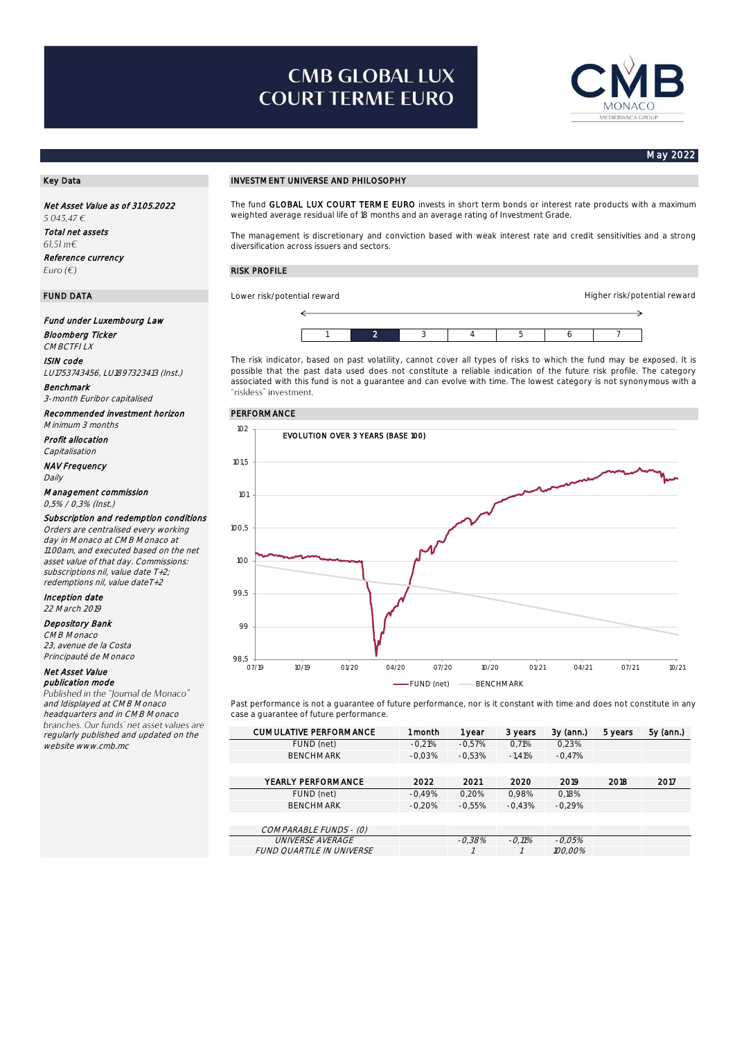# CMB GLOBAL LUX COURT TERME EURO

May 2022

## Key Data

***Net Asset Value as of 31.05.2022***
*5 043,47 €*

***Total net assets***
*61,51 m€*

***Reference currency***
*Euro (€)*

## FUND DATA

***Fund under Luxembourg Law***

***Bloomberg Ticker***
*CMBCTFI LX*

***ISIN code***
*LU1753743456, LU1897323413 (Inst.)*

***Benchmark***
*3-month Euribor capitalised*

***Recommended investment horizon***
*Minimum 3 months*

***Profit allocation***
*Capitalisation*

***NAV Frequency***
*Daily*

***Management commission***
*0,5% / 0,3% (Inst.)*

***Subscription and redemption conditions***
*Orders are centralised every working day in Monaco at CMB Monaco at 11:00am, and executed based on the net asset value of that day. Commissions: subscriptions nil, value date T+2; redemptions nil, value dateT+2*

***Inception date***
*22 March 2019*

***Depository Bank***
*CMB Monaco*
*23, avenue de la Costa*
*Principauté de Monaco*

***Net Asset Value publication mode***
*Published in the "Journal de Monaco" and Idisplayed at CMB Monaco headquarters and in CMB Monaco branches. Our funds' net asset values are regularly published and updated on the website www.cmb.mc*

## INVESTMENT UNIVERSE AND PHILOSOPHY

The fund **GLOBAL LUX COURT TERME EURO** invests in short term bonds or interest rate products with a maximum weighted average residual life of 18 months and an average rating of Investment Grade.

The management is discretionary and conviction based with weak interest rate and credit sensitivities and a strong diversification across issuers and sectors.

## RISK PROFILE

Lower risk/potential reward — Higher risk/potential reward

| 1 | **2** | 3 | 4 | 5 | 6 | 7 |
|---|---|---|---|---|---|---|

The risk indicator, based on past volatility, cannot cover all types of risks to which the fund may be exposed. It is possible that the past data used does not constitute a reliable indication of the future risk profile. The category associated with this fund is not guaranteed and can evolve with time. The lowest category is not synonymous with a "riskless" investment.

## PERFORMANCE

EVOLUTION OVER 3 YEARS (BASE 100)

FUND (net) — BENCHMARK

Past performance is not a guarantee of future performance, nor is it constant with time and does not constitute in any case a guarantee of future performance.

| CUMULATIVE PERFORMANCE | 1 month | 1 year | 3 years | 3y (ann.) | 5 years | 5y (ann.) |
|---|---|---|---|---|---|---|
| FUND (net) | -0,21% | -0,57% | 0,71% | 0,23% | | |
| BENCHMARK | -0,03% | -0,53% | -1,41% | -0,47% | | |

| YEARLY PERFORMANCE | 2022 | 2021 | 2020 | 2019 | 2018 | 2017 |
|---|---|---|---|---|---|---|
| FUND (net) | -0,49% | 0,20% | 0,98% | 0,18% | | |
| BENCHMARK | -0,20% | -0,55% | -0,43% | -0,29% | | |

| *COMPARABLE FUNDS - (0)* | | | | | | |
|---|---|---|---|---|---|---|
| *UNIVERSE AVERAGE* | | *-0,38%* | *-0,11%* | *-0,05%* | | |
| *FUND QUARTILE IN UNIVERSE* | | *1* | *1* | *100,00%* | | |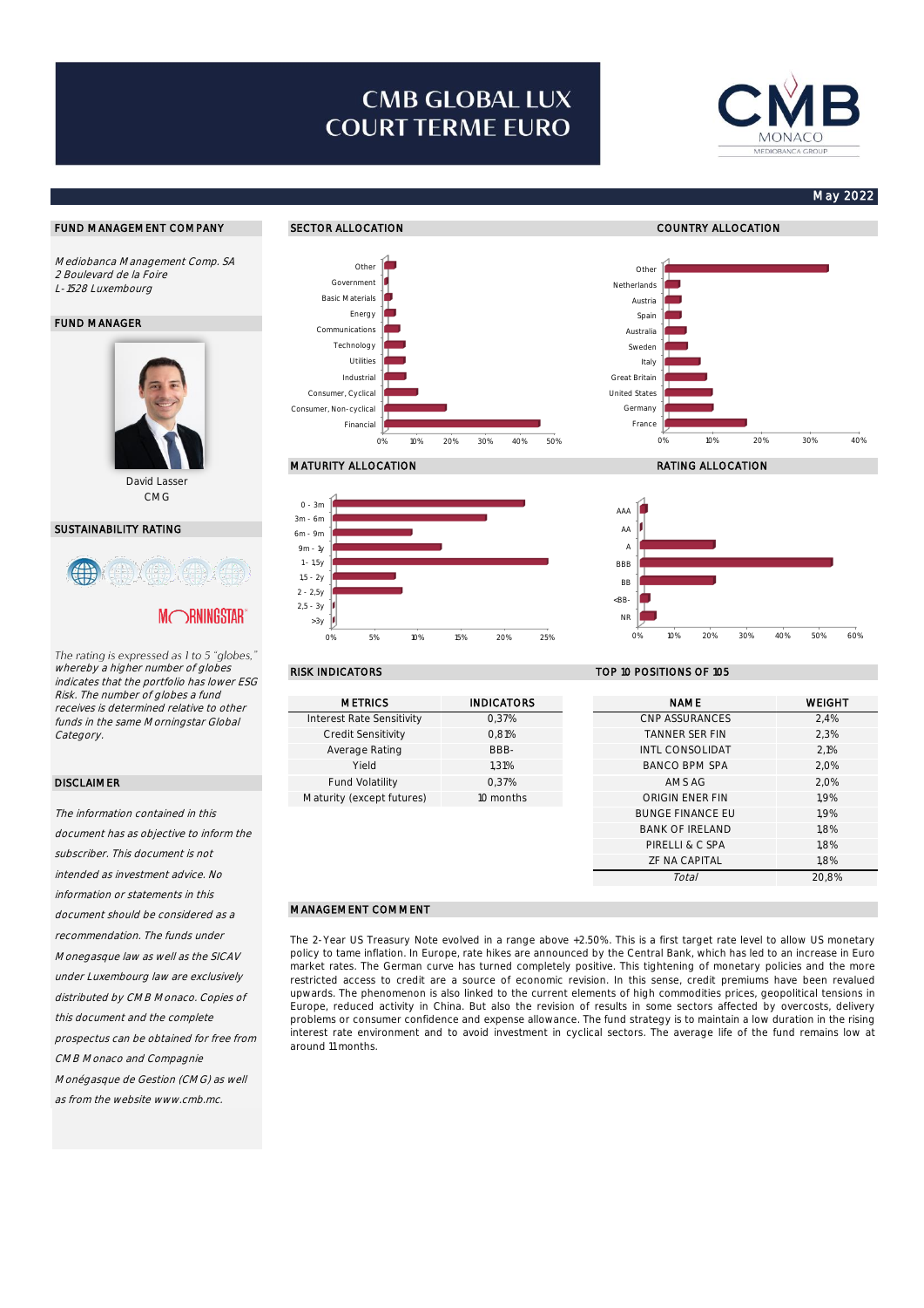# CMB GLOBAL LUX COURT TERME EURO

CMB MONACO
MEDIOBANCA GROUP

May 2022

## FUND MANAGEMENT COMPANY

*Mediobanca Management Comp. SA*
*2 Boulevard de la Foire*
*L-1528 Luxembourg*

## FUND MANAGER

David Lasser
CMG

## SUSTAINABILITY RATING

MORNINGSTAR

*The rating is expressed as 1 to 5 "globes," whereby a higher number of globes indicates that the portfolio has lower ESG Risk. The number of globes a fund receives is determined relative to other funds in the same Morningstar Global Category.*

## DISCLAIMER

*The information contained in this document has as objective to inform the subscriber. This document is not intended as investment advice. No information or statements in this document should be considered as a recommendation. The funds under Monegasque law as well as the SICAV under Luxembourg law are exclusively distributed by CMB Monaco. Copies of this document and the complete prospectus can be obtained for free from CMB Monaco and Compagnie Monégasque de Gestion (CMG) as well as from the website www.cmb.mc.*

## SECTOR ALLOCATION

Other
Government
Basic Materials
Energy
Communications
Technology
Utilities
Industrial
Consumer, Cyclical
Consumer, Non-cyclical
Financial
0% 10% 20% 30% 40% 50%

## COUNTRY ALLOCATION

Other
Netherlands
Austria
Spain
Australia
Sweden
Italy
Great Britain
United States
Germany
France
0% 10% 20% 30% 40%

## MATURITY ALLOCATION

0 - 3m
3m - 6m
6m - 9m
9m - 1y
1 - 1,5y
1,5 - 2y
2 - 2,5y
2,5 - 3y
>3y
0% 5% 10% 15% 20% 25%

## RATING ALLOCATION

AAA
AA
A
BBB
BB
<BB-
NR
0% 10% 20% 30% 40% 50% 60%

## RISK INDICATORS

| METRICS | INDICATORS |
|---|---|
| Interest Rate Sensitivity | 0,37% |
| Credit Sensitivity | 0,81% |
| Average Rating | BBB- |
| Yield | 1,31% |
| Fund Volatility | 0,37% |
| Maturity (except futures) | 10 months |

## TOP 10 POSITIONS OF 105

| NAME | WEIGHT |
|---|---|
| CNP ASSURANCES | 2,4% |
| TANNER SER FIN | 2,3% |
| INTL CONSOLIDAT | 2,1% |
| BANCO BPM SPA | 2,0% |
| AMS AG | 2,0% |
| ORIGIN ENER FIN | 1,9% |
| BUNGE FINANCE EU | 1,9% |
| BANK OF IRELAND | 1,8% |
| PIRELLI & C SPA | 1,8% |
| ZF NA CAPITAL | 1,8% |
| *Total* | 20,8% |

## MANAGEMENT COMMENT

The 2-Year US Treasury Note evolved in a range above +2.50%. This is a first target rate level to allow US monetary policy to tame inflation. In Europe, rate hikes are announced by the Central Bank, which has led to an increase in Euro market rates. The German curve has turned completely positive. This tightening of monetary policies and the more restricted access to credit are a source of economic revision. In this sense, credit premiums have been revalued upwards. The phenomenon is also linked to the current elements of high commodities prices, geopolitical tensions in Europe, reduced activity in China. But also the revision of results in some sectors affected by overcosts, delivery problems or consumer confidence and expense allowance. The fund strategy is to maintain a low duration in the rising interest rate environment and to avoid investment in cyclical sectors. The average life of the fund remains low at around 11 months.